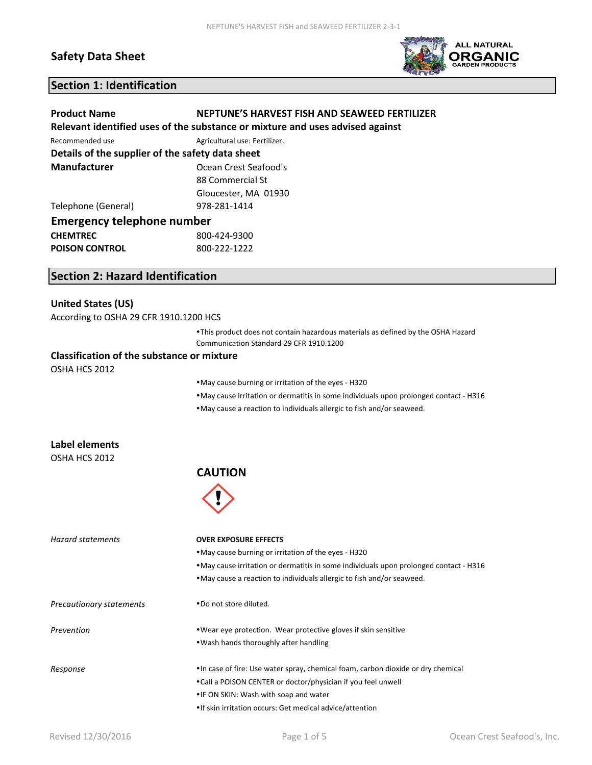# Safety Data Sheet

## Section 1: Identification

**Product Name** NEPTUNE'S HARVEST FISH AND SEAWEED FERTILIZER

**Relevant identified uses of the substance or mixture and uses advised against**

| | |
|---|---|
| Recommended use | Agricultural use: Fertilizer. |

**Details of the supplier of the safety data sheet**

| | |
|---|---|
| **Manufacturer** | Ocean Crest Seafood's<br>88 Commercial St<br>Gloucester, MA 01930 |
| Telephone (General) | 978-281-1414 |

**Emergency telephone number**

| | |
|---|---|
| **CHEMTREC** | 800-424-9300 |
| **POISON CONTROL** | 800-222-1222 |

## Section 2: Hazard Identification

**United States (US)**

According to OSHA 29 CFR 1910.1200 HCS

- This product does not contain hazardous materials as defined by the OSHA Hazard Communication Standard 29 CFR 1910.1200

**Classification of the substance or mixture**

OSHA HCS 2012

- May cause burning or irritation of the eyes - H320
- May cause irritation or dermatitis in some individuals upon prolonged contact - H316
- May cause a reaction to individuals allergic to fish and/or seaweed.

**Label elements**

OSHA HCS 2012

**CAUTION**

*Hazard statements*

**OVER EXPOSURE EFFECTS**

- May cause burning or irritation of the eyes - H320
- May cause irritation or dermatitis in some individuals upon prolonged contact - H316
- May cause a reaction to individuals allergic to fish and/or seaweed.

*Precautionary statements*

- Do not store diluted.

*Prevention*

- Wear eye protection. Wear protective gloves if skin sensitive
- Wash hands thoroughly after handling

*Response*

- In case of fire: Use water spray, chemical foam, carbon dioxide or dry chemical
- Call a POISON CENTER or doctor/physician if you feel unwell
- IF ON SKIN: Wash with soap and water
- If skin irritation occurs: Get medical advice/attention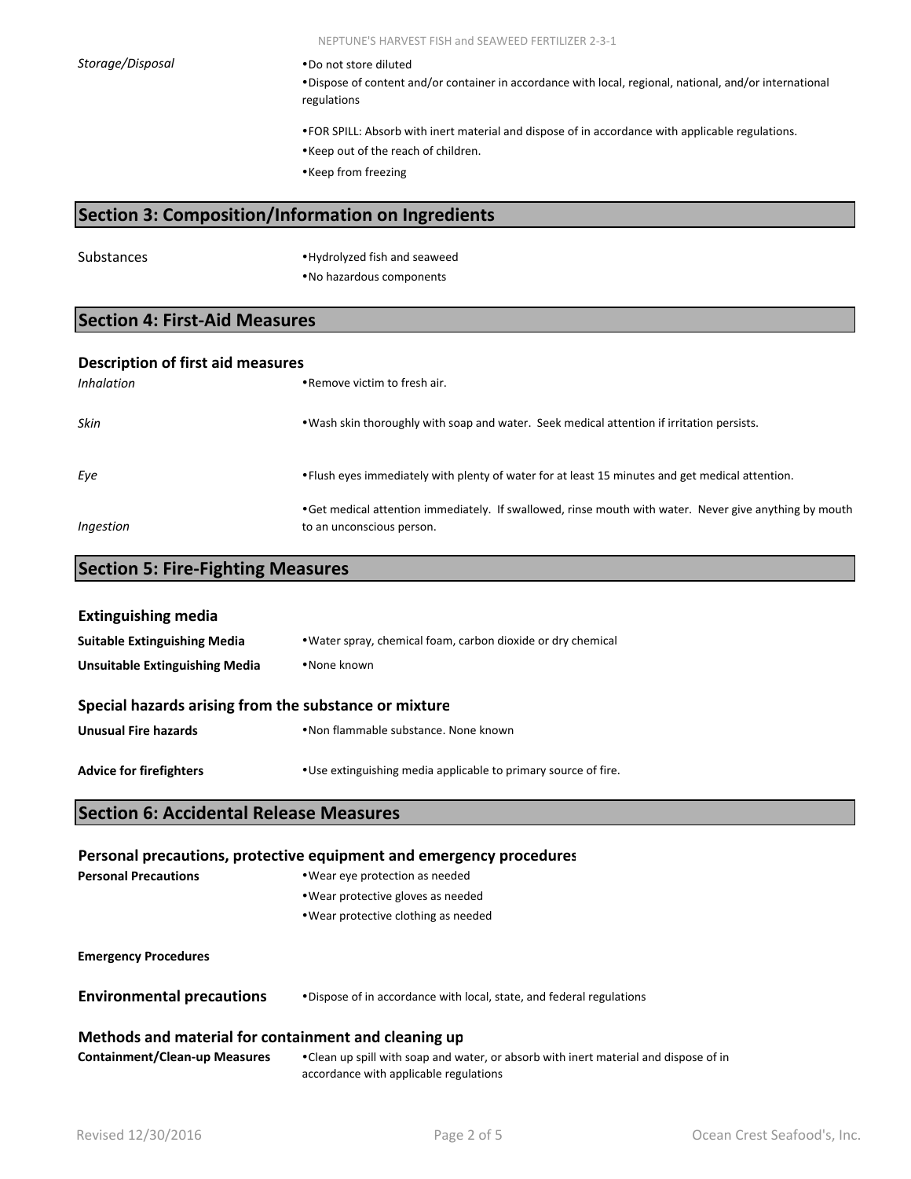*Storage/Disposal*

- Do not store diluted
- Dispose of content and/or container in accordance with local, regional, national, and/or international regulations
- FOR SPILL: Absorb with inert material and dispose of in accordance with applicable regulations.
- Keep out of the reach of children.
- Keep from freezing

## Section 3: Composition/Information on Ingredients

Substances

- Hydrolyzed fish and seaweed
- No hazardous components

## Section 4: First-Aid Measures

### Description of first aid measures

*Inhalation*
- Remove victim to fresh air.

*Skin*
- Wash skin thoroughly with soap and water. Seek medical attention if irritation persists.

*Eye*
- Flush eyes immediately with plenty of water for at least 15 minutes and get medical attention.

*Ingestion*
- Get medical attention immediately. If swallowed, rinse mouth with water. Never give anything by mouth to an unconscious person.

## Section 5: Fire-Fighting Measures

### Extinguishing media

**Suitable Extinguishing Media**
- Water spray, chemical foam, carbon dioxide or dry chemical

**Unsuitable Extinguishing Media**
- None known

### Special hazards arising from the substance or mixture

**Unusual Fire hazards**
- Non flammable substance. None known

**Advice for firefighters**
- Use extinguishing media applicable to primary source of fire.

## Section 6: Accidental Release Measures

### Personal precautions, protective equipment and emergency procedures

**Personal Precautions**
- Wear eye protection as needed
- Wear protective gloves as needed
- Wear protective clothing as needed

**Emergency Procedures**

**Environmental precautions**
- Dispose of in accordance with local, state, and federal regulations

### Methods and material for containment and cleaning up

**Containment/Clean-up Measures**
- Clean up spill with soap and water, or absorb with inert material and dispose of in accordance with applicable regulations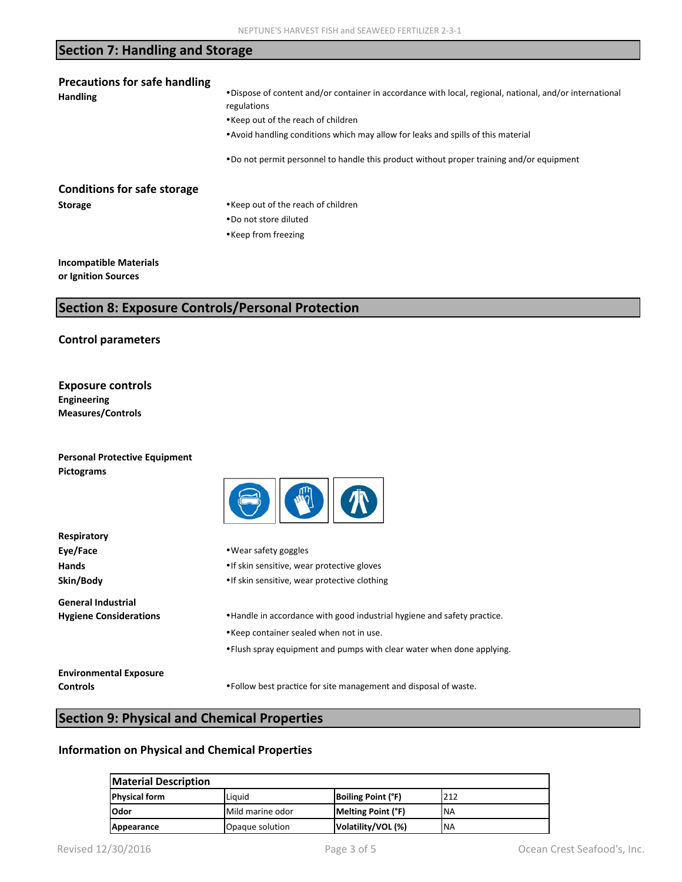## Section 7: Handling and Storage

### Precautions for safe handling

**Handling**

- Dispose of content and/or container in accordance with local, regional, national, and/or international regulations
- Keep out of the reach of children
- Avoid handling conditions which may allow for leaks and spills of this material
- Do not permit personnel to handle this product without proper training and/or equipment

### Conditions for safe storage

**Storage**

- Keep out of the reach of children
- Do not store diluted
- Keep from freezing

**Incompatible Materials or Ignition Sources**

## Section 8: Exposure Controls/Personal Protection

### Control parameters

### Exposure controls

**Engineering Measures/Controls**

**Personal Protective Equipment Pictograms**

**Respiratory**

**Eye/Face**

- Wear safety goggles

**Hands**

- If skin sensitive, wear protective gloves

**Skin/Body**

- If skin sensitive, wear protective clothing

**General Industrial Hygiene Considerations**

- Handle in accordance with good industrial hygiene and safety practice.
- Keep container sealed when not in use.
- Flush spray equipment and pumps with clear water when done applying.

**Environmental Exposure Controls**

- Follow best practice for site management and disposal of waste.

## Section 9: Physical and Chemical Properties

### Information on Physical and Chemical Properties

| Material Description | | | |
|---|---|---|---|
| **Physical form** | Liquid | **Boiling Point (°F)** | 212 |
| **Odor** | Mild marine odor | **Melting Point (°F)** | NA |
| **Appearance** | Opaque solution | **Volatility/VOL (%)** | NA |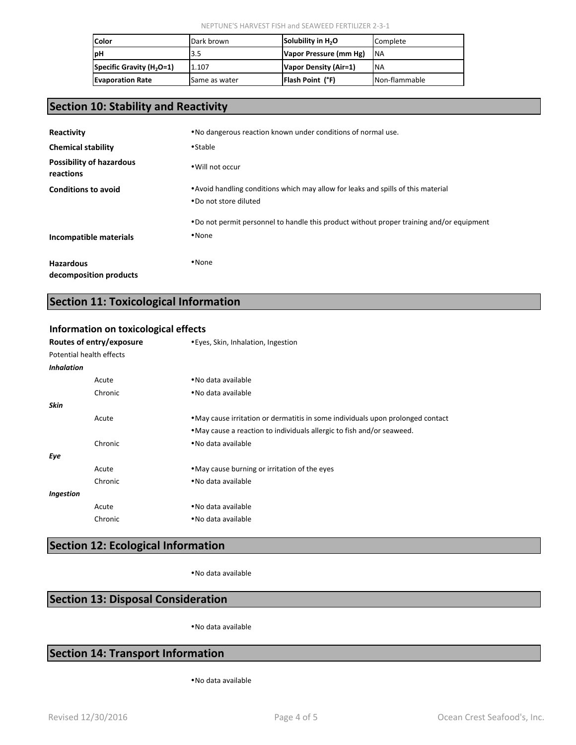| Color | Dark brown | Solubility in $H_2O$ | Complete |
|---|---|---|---|
| pH | 3.5 | Vapor Pressure (mm Hg) | NA |
| Specific Gravity ($H_2O$=1) | 1.107 | Vapor Density (Air=1) | NA |
| Evaporation Rate | Same as water | Flash Point (°F) | Non-flammable |

## Section 10: Stability and Reactivity

**Reactivity**
- No dangerous reaction known under conditions of normal use.

**Chemical stability**
- Stable

**Possibility of hazardous reactions**
- Will not occur

**Conditions to avoid**
- Avoid handling conditions which may allow for leaks and spills of this material
- Do not store diluted
- Do not permit personnel to handle this product without proper training and/or equipment

**Incompatible materials**
- None

**Hazardous decomposition products**
- None

## Section 11: Toxicological Information

### Information on toxicological effects

**Routes of entry/exposure**
- Eyes, Skin, Inhalation, Ingestion

Potential health effects

***Inhalation***

Acute
- No data available

Chronic
- No data available

***Skin***

Acute
- May cause irritation or dermatitis in some individuals upon prolonged contact
- May cause a reaction to individuals allergic to fish and/or seaweed.

Chronic
- No data available

***Eye***

Acute
- May cause burning or irritation of the eyes

Chronic
- No data available

***Ingestion***

Acute
- No data available

Chronic
- No data available

## Section 12: Ecological Information

- No data available

## Section 13: Disposal Consideration

- No data available

## Section 14: Transport Information

- No data available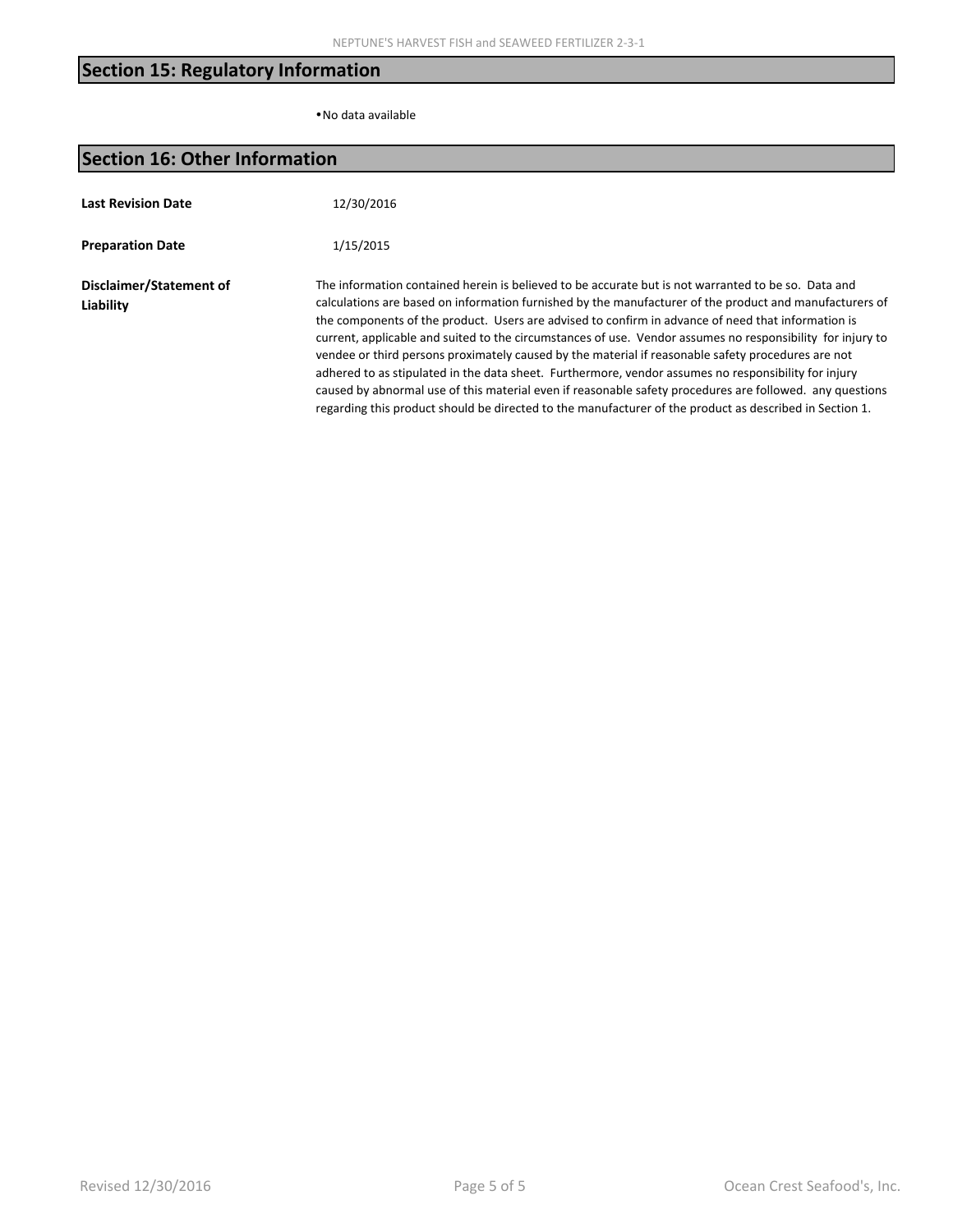## Section 15: Regulatory Information

- No data available

## Section 16: Other Information

| | |
|---|---|
| **Last Revision Date** | 12/30/2016 |
| **Preparation Date** | 1/15/2015 |
| **Disclaimer/Statement of Liability** | The information contained herein is believed to be accurate but is not warranted to be so. Data and calculations are based on information furnished by the manufacturer of the product and manufacturers of the components of the product. Users are advised to confirm in advance of need that information is current, applicable and suited to the circumstances of use. Vendor assumes no responsibility for injury to vendee or third persons proximately caused by the material if reasonable safety procedures are not adhered to as stipulated in the data sheet. Furthermore, vendor assumes no responsibility for injury caused by abnormal use of this material even if reasonable safety procedures are followed. any questions regarding this product should be directed to the manufacturer of the product as described in Section 1. |